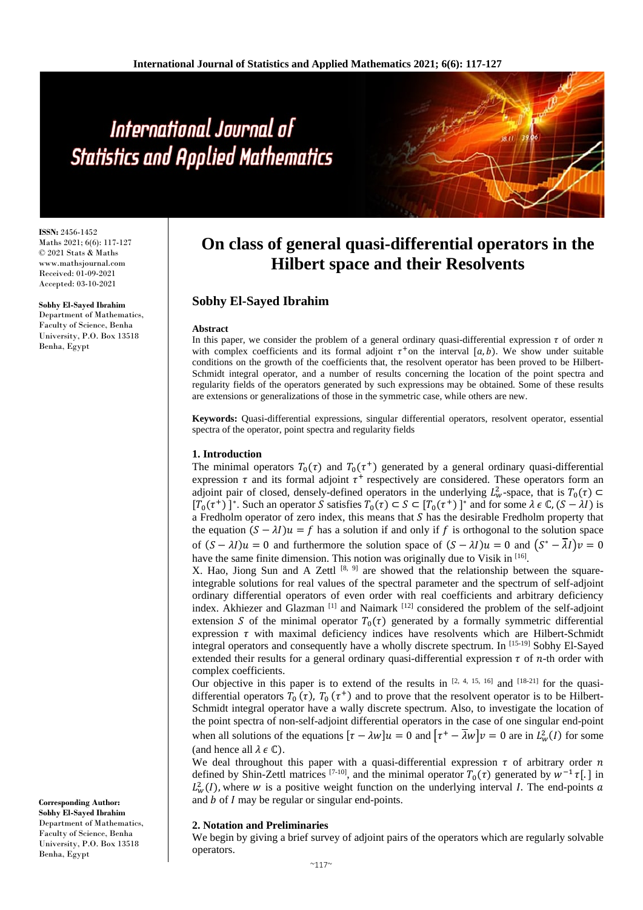# On class of general quasi-differential operators in the Hilbert space and their Resolvents

**Sobhy El-Sayed Ibrahim**

ISSN: 2456-1452
Maths 2021; 6(6): 117-127
© 2021 Stats & Maths
www.mathsjournal.com
Received: 01-09-2021
Accepted: 03-10-2021

**Sobhy El-Sayed Ibrahim**
Department of Mathematics, Faculty of Science, Benha University, P.O. Box 13518 Benha, Egypt

**Corresponding Author:**
**Sobhy El-Sayed Ibrahim**
Department of Mathematics, Faculty of Science, Benha University, P.O. Box 13518 Benha, Egypt

**Abstract**

In this paper, we consider the problem of a general ordinary quasi-differential expression $\tau$ of order $n$ with complex coefficients and its formal adjoint $\tau^{+}$on the interval $[a, b)$. We show under suitable conditions on the growth of the coefficients that, the resolvent operator has been proved to be Hilbert-Schmidt integral operator, and a number of results concerning the location of the point spectra and regularity fields of the operators generated by such expressions may be obtained. Some of these results are extensions or generalizations of those in the symmetric case, while others are new.

**Keywords:** Quasi-differential expressions, singular differential operators, resolvent operator, essential spectra of the operator, point spectra and regularity fields

## 1. Introduction

The minimal operators $T_0(\tau)$ and $T_0(\tau^{+})$ generated by a general ordinary quasi-differential expression $\tau$ and its formal adjoint $\tau^{+}$ respectively are considered. These operators form an adjoint pair of closed, densely-defined operators in the underlying $L_w^2$-space, that is $T_0(\tau) \subset [T_0(\tau^{+})]^{*}$. Such an operator $S$ satisfies $T_0(\tau) \subset S \subset [T_0(\tau^{+})]^{*}$ and for some $\lambda \in \mathbb{C}$, $(S - \lambda I)$ is a Fredholm operator of zero index, this means that $S$ has the desirable Fredholm property that the equation $(S - \lambda I)u = f$ has a solution if and only if $f$ is orthogonal to the solution space of $(S - \lambda I)u = 0$ and furthermore the solution space of $(S - \lambda I)u = 0$ and $(S^{*} - \overline{\lambda} I)v = 0$ have the same finite dimension. This notion was originally due to Visik in [16].

X. Hao, Jiong Sun and A Zettl [8, 9] are showed that the relationship between the square-integrable solutions for real values of the spectral parameter and the spectrum of self-adjoint ordinary differential operators of even order with real coefficients and arbitrary deficiency index. Akhiezer and Glazman [1] and Naimark [12] considered the problem of the self-adjoint extension $S$ of the minimal operator $T_0(\tau)$ generated by a formally symmetric differential expression $\tau$ with maximal deficiency indices have resolvents which are Hilbert-Schmidt integral operators and consequently have a wholly discrete spectrum. In [15-19] Sobhy El-Sayed extended their results for a general ordinary quasi-differential expression $\tau$ of $n$-th order with complex coefficients.

Our objective in this paper is to extend of the results in [2, 4, 15, 16] and [18-21] for the quasi-differential operators $T_0(\tau)$, $T_0(\tau^{+})$ and to prove that the resolvent operator is to be Hilbert-Schmidt integral operator have a wally discrete spectrum. Also, to investigate the location of the point spectra of non-self-adjoint differential operators in the case of one singular end-point when all solutions of the equations $[\tau - \lambda w]u = 0$ and $[\tau^{+} - \overline{\lambda} w]v = 0$ are in $L_w^2(I)$ for some (and hence all $\lambda \in \mathbb{C}$).

We deal throughout this paper with a quasi-differential expression $\tau$ of arbitrary order $n$ defined by Shin-Zettl matrices [7-10], and the minimal operator $T_0(\tau)$ generated by $w^{-1}\tau[.]$ in $L_w^2(I)$, where $w$ is a positive weight function on the underlying interval $I$. The end-points $a$ and $b$ of $I$ may be regular or singular end-points.

## 2. Notation and Preliminaries

We begin by giving a brief survey of adjoint pairs of the operators which are regularly solvable operators.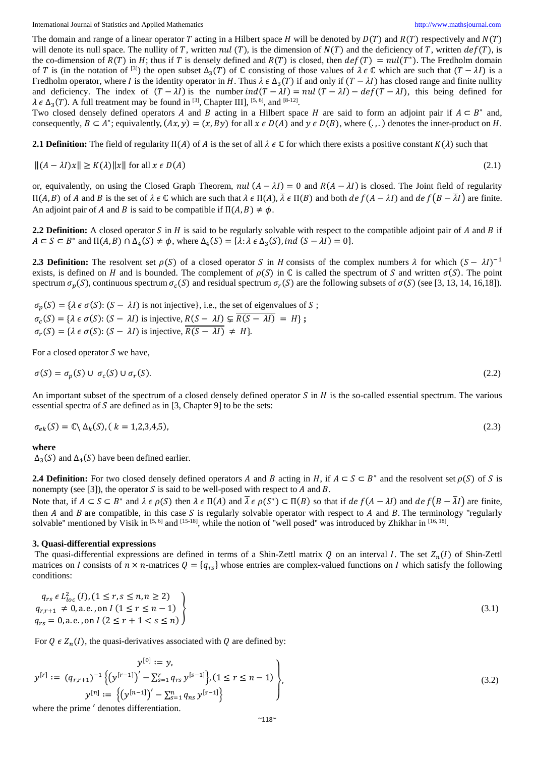The domain and range of a linear operator $T$ acting in a Hilbert space $H$ will be denoted by $D(T)$ and $R(T)$ respectively and $N(T)$ will denote its null space. The nullity of $T$, written $nul\,(T)$, is the dimension of $N(T)$ and the deficiency of $T$, written $def(T)$, is the co-dimension of $R(T)$ in $H$; thus if $T$ is densely defined and $R(T)$ is closed, then $def(T) = nul(T^*)$. The Fredholm domain of $T$ is (in the notation of [3]) the open subset $\Delta_3(T)$ of $\mathbb{C}$ consisting of those values of $\lambda \in \mathbb{C}$ which are such that $(T - \lambda I)$ is a Fredholm operator, where $I$ is the identity operator in $H$. Thus $\lambda \in \Delta_3(T)$ if and only if $(T - \lambda I)$ has closed range and finite nullity and deficiency. The index of $(T - \lambda I)$ is the number $ind(T - \lambda I) = nul\,(T - \lambda I) - def(T - \lambda I)$, this being defined for $\lambda \in \Delta_3(T)$. A full treatment may be found in [3], Chapter III], [5, 6], and [8-12].

Two closed densely defined operators $A$ and $B$ acting in a Hilbert space $H$ are said to form an adjoint pair if $A \subset B^*$ and, consequently, $B \subset A^*$; equivalently, $(Ax, y) = (x, By)$ for all $x \in D(A)$ and $y \in D(B)$, where $(.,.)$ denotes the inner-product on $H$.

**2.1 Definition:** The field of regularity $\Pi(A)$ of $A$ is the set of all $\lambda \in \mathbb{C}$ for which there exists a positive constant $K(\lambda)$ such that

$$\|(A - \lambda I)x\| \geq K(\lambda)\|x\| \text{ for all } x \in D(A) \tag{2.1}$$

or, equivalently, on using the Closed Graph Theorem, $nul\,(A - \lambda I) = 0$ and $R(A - \lambda I)$ is closed. The Joint field of regularity $\Pi(A, B)$ of $A$ and $B$ is the set of $\lambda \in \mathbb{C}$ which are such that $\lambda \in \Pi(A)$, $\bar{\lambda} \in \Pi(B)$ and both $def(A - \lambda I)$ and $def(B - \bar{\lambda} I)$ are finite. An adjoint pair of $A$ and $B$ is said to be compatible if $\Pi(A, B) \neq \phi$.

**2.2 Definition:** A closed operator $S$ in $H$ is said to be regularly solvable with respect to the compatible adjoint pair of $A$ and $B$ if $A \subset S \subset B^*$ and $\Pi(A, B) \cap \Delta_4(S) \neq \phi$, where $\Delta_4(S) = \{\lambda : \lambda \in \Delta_3(S), ind\,(S - \lambda I) = 0\}$.

**2.3 Definition:** The resolvent set $\rho(S)$ of a closed operator $S$ in $H$ consists of the complex numbers $\lambda$ for which $(S - \lambda I)^{-1}$ exists, is defined on $H$ and is bounded. The complement of $\rho(S)$ in $\mathbb{C}$ is called the spectrum of $S$ and written $\sigma(S)$. The point spectrum $\sigma_p(S)$, continuous spectrum $\sigma_c(S)$ and residual spectrum $\sigma_r(S)$ are the following subsets of $\sigma(S)$ (see [3, 13, 14, 16,18]).

$\sigma_p(S) = \{\lambda \in \sigma(S) : (S - \lambda I) \text{ is not injective}\}$, i.e., the set of eigenvalues of $S$ ;
$\sigma_c(S) = \{\lambda \in \sigma(S) : (S - \lambda I) \text{ is injective}, R(S - \lambda I) \subsetneq \overline{R(S - \lambda I)} = H\}$ **;**
$\sigma_r(S) = \{\lambda \in \sigma(S) : (S - \lambda I) \text{ is injective}, \overline{R(S - \lambda I)} \neq H\}$.

For a closed operator $S$ we have,

$$\sigma(S) = \sigma_p(S) \cup \sigma_c(S) \cup \sigma_r(S). \tag{2.2}$$

An important subset of the spectrum of a closed densely defined operator $S$ in $H$ is the so-called essential spectrum. The various essential spectra of $S$ are defined as in [3, Chapter 9] to be the sets:

$$\sigma_{ek}(S) = \mathbb{C} \setminus \Delta_k(S), (k = 1,2,3,4,5), \tag{2.3}$$

**where**
$\Delta_3(S)$ and $\Delta_4(S)$ have been defined earlier.

**2.4 Definition:** For two closed densely defined operators $A$ and $B$ acting in $H$, if $A \subset S \subset B^*$ and the resolvent set $\rho(S)$ of $S$ is nonempty (see [3]), the operator $S$ is said to be well-posed with respect to $A$ and $B$.

Note that, if $A \subset S \subset B^*$ and $\lambda \in \rho(S)$ then $\lambda \in \Pi(A)$ and $\bar{\lambda} \in \rho(S^*) \subset \Pi(B)$ so that if $def(A - \lambda I)$ and $def(B - \bar{\lambda} I)$ are finite, then $A$ and $B$ are compatible, in this case $S$ is regularly solvable operator with respect to $A$ and $B$. The terminology "regularly solvable" mentioned by Visik in [5, 6] and [15-18], while the notion of "well posed" was introduced by Zhikhar in [16, 18].

### 3. Quasi-differential expressions

The quasi-differential expressions are defined in terms of a Shin-Zettl matrix $Q$ on an interval $I$. The set $Z_n(I)$ of Shin-Zettl matrices on $I$ consists of $n \times n$-matrices $Q = \{q_{rs}\}$ whose entries are complex-valued functions on $I$ which satisfy the following conditions:

$$\left.\begin{array}{l} q_{rs} \in L^2_{loc}(I), (1 \leq r, s \leq n, n \geq 2) \\ q_{r,r+1} \neq 0, \text{a.e., on } I \ (1 \leq r \leq n-1) \\ q_{rs} = 0, \text{a.e., on } I \ (2 \leq r+1 < s \leq n) \end{array}\right\} \tag{3.1}$$

For $Q \in Z_n(I)$, the quasi-derivatives associated with $Q$ are defined by:

$$\left.\begin{array}{c} y^{[0]} := y, \\ y^{[r]} := (q_{r,r+1})^{-1}\left\{\left(y^{[r-1]}\right)' - \sum_{s=1}^{r} q_{rs}\, y^{[s-1]}\right\}, (1 \leq r \leq n-1) \\ y^{[n]} := \left\{\left(y^{[n-1]}\right)' - \sum_{s=1}^{n} q_{ns}\, y^{[s-1]}\right\} \end{array}\right\}, \tag{3.2}$$

where the prime $'$ denotes differentiation.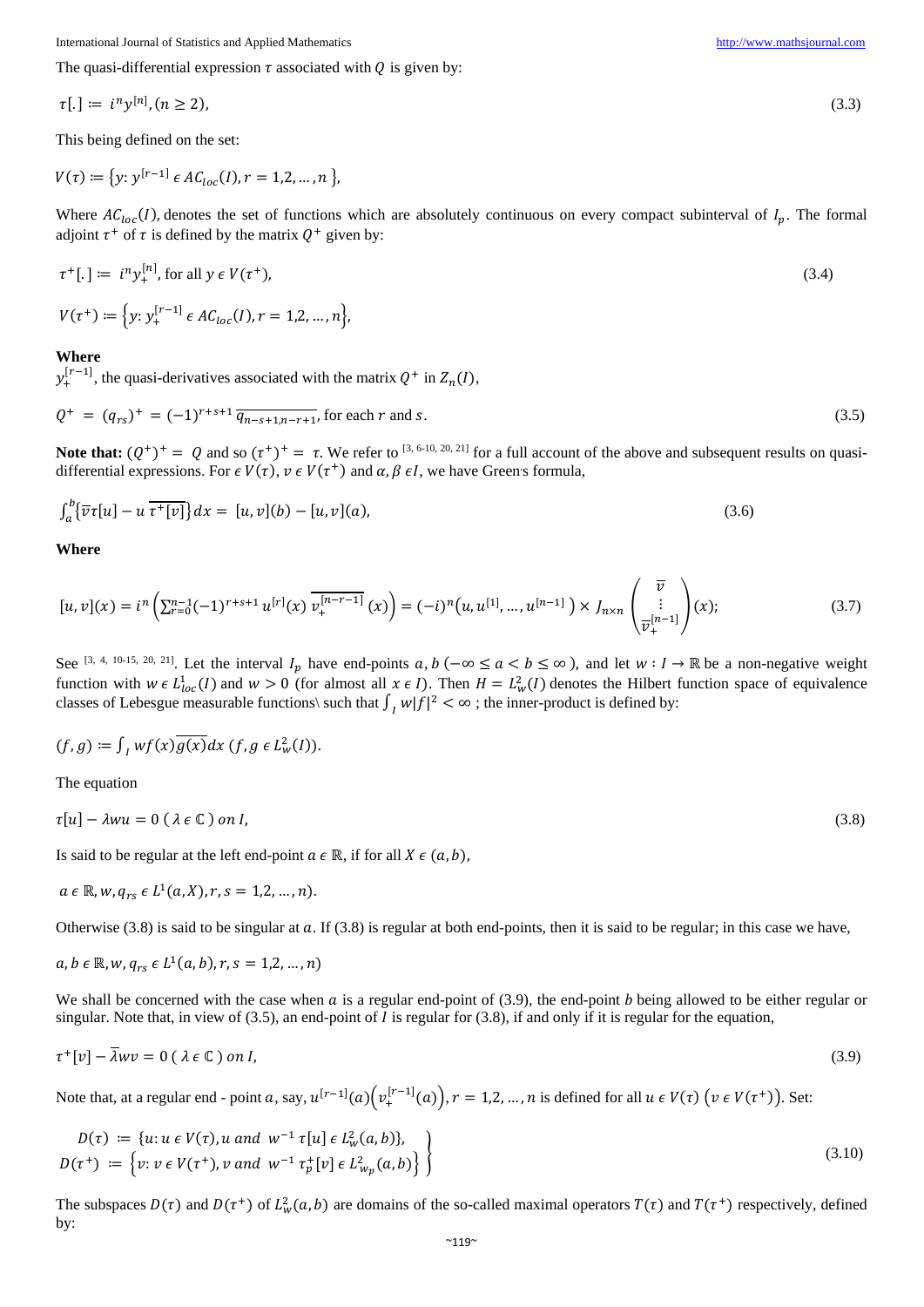The quasi-differential expression $\tau$ associated with $Q$ is given by:

$$\tau[.] := i^n y^{[n]}, (n \geq 2), \tag{3.3}$$

This being defined on the set:

$$V(\tau) := \{y: y^{[r-1]} \in AC_{loc}(I), r = 1,2,\dots,n\},$$

Where $AC_{loc}(I)$, denotes the set of functions which are absolutely continuous on every compact subinterval of $I_p$. The formal adjoint $\tau^+$ of $\tau$ is defined by the matrix $Q^+$ given by:

$$\tau^+[.] := i^n y_+^{[n]}, \text{ for all } y \in V(\tau^+), \tag{3.4}$$

$$V(\tau^+) := \left\{y: y_+^{[r-1]} \in AC_{loc}(I), r = 1,2,\dots,n\right\},$$

**Where**

$y_+^{[r-1]}$, the quasi-derivatives associated with the matrix $Q^+$ in $Z_n(I)$,

$$Q^+ = (q_{rs})^+ = (-1)^{r+s+1}\overline{q_{n-s+1,n-r+1}}, \text{ for each } r \text{ and } s. \tag{3.5}$$

**Note that:** $(Q^+)^+ = Q$ and so $(\tau^+)^+ = \tau$. We refer to [3, 6-10, 20, 21] for a full account of the above and subsequent results on quasi-differential expressions. For $\in V(\tau)$, $v \in V(\tau^+)$ and $\alpha, \beta \in I$, we have Green's formula,

$$\int_a^b \{\overline{v}\tau[u] - u\,\overline{\tau^+[v]}\}\,dx = [u,v](b) - [u,v](a), \tag{3.6}$$

**Where**

$$[u,v](x) = i^n\left(\sum_{r=0}^{n-1}(-1)^{r+s+1}u^{[r]}(x)\,\overline{v_+^{[n-r-1]}}(x)\right) = (-i)^n\left(u,u^{[1]},\dots,u^{[n-1]}\right) \times J_{n\times n}\begin{pmatrix}\overline{v}\\ \vdots \\ \overline{v}_+^{[n-1]}\end{pmatrix}(x); \tag{3.7}$$

See [3, 4, 10-15, 20, 21]. Let the interval $I_p$ have end-points $a, b$ $(-\infty \leq a < b \leq \infty)$, and let $w: I \to \mathbb{R}$ be a non-negative weight function with $w \in L^1_{loc}(I)$ and $w > 0$ (for almost all $x \in I$). Then $H = L^2_w(I)$ denotes the Hilbert function space of equivalence classes of Lebesgue measurable functions\ such that $\int_I w|f|^2 < \infty$ ; the inner-product is defined by:

$$(f,g) := \int_I w f(x)\overline{g(x)}\,dx \; (f, g \in L^2_w(I)).$$

The equation

$$\tau[u] - \lambda w u = 0 \;(\lambda \in \mathbb{C}) \text{ on } I, \tag{3.8}$$

Is said to be regular at the left end-point $a \in \mathbb{R}$, if for all $X \in (a,b)$,

$$a \in \mathbb{R}, w, q_{rs} \in L^1(a,X), r,s = 1,2,\dots,n).$$

Otherwise (3.8) is said to be singular at $a$. If (3.8) is regular at both end-points, then it is said to be regular; in this case we have,

$$a,b \in \mathbb{R}, w, q_{rs} \in L^1(a,b), r,s = 1,2,\dots,n)$$

We shall be concerned with the case when $a$ is a regular end-point of (3.9), the end-point $b$ being allowed to be either regular or singular. Note that, in view of (3.5), an end-point of $I$ is regular for (3.8), if and only if it is regular for the equation,

$$\tau^+[v] - \overline{\lambda} w v = 0 \;(\lambda \in \mathbb{C}) \text{ on } I, \tag{3.9}$$

Note that, at a regular end - point $a$, say, $u^{[r-1]}(a)\left(v_+^{[r-1]}(a)\right), r = 1,2,\dots,n$ is defined for all $u \in V(\tau)$ $\left(v \in V(\tau^+)\right)$. Set:

$$\left.\begin{aligned} D(\tau) &:= \{u: u \in V(\tau), u \text{ and } w^{-1}\tau[u] \in L^2_w(a,b)\}, \\ D(\tau^+) &:= \left\{v: v \in V(\tau^+), v \text{ and } w^{-1}\tau_p^+[v] \in L^2_{w_p}(a,b)\right\} \end{aligned}\right\} \tag{3.10}$$

The subspaces $D(\tau)$ and $D(\tau^+)$ of $L^2_w(a,b)$ are domains of the so-called maximal operators $T(\tau)$ and $T(\tau^+)$ respectively, defined by: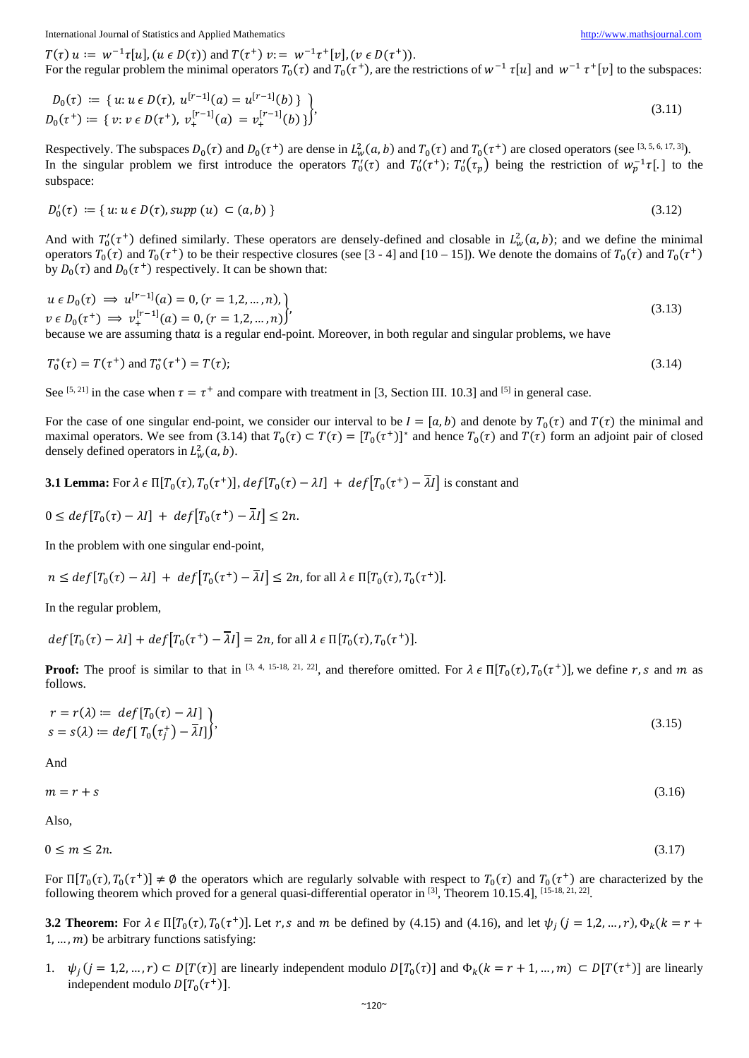$T(\tau)\, u := w^{-1}\tau[u], (u \epsilon D(\tau))$ and $T(\tau^+)\, v := w^{-1}\tau^+[v], (v \epsilon D(\tau^+))$.

For the regular problem the minimal operators $T_0(\tau)$ and $T_0(\tau^+)$, are the restrictions of $w^{-1}\,\tau[u]$ and $w^{-1}\,\tau^+[v]$ to the subspaces:

$$\left.\begin{aligned} D_0(\tau) &:= \{ u \colon u \,\epsilon\, D(\tau),\ u^{[r-1]}(a) = u^{[r-1]}(b) \} \\ D_0(\tau^+) &:= \{ v \colon v \,\epsilon\, D(\tau^+),\ v_+^{[r-1]}(a) = v_+^{[r-1]}(b) \} \end{aligned}\right\}, \tag{3.11}$$

Respectively. The subspaces $D_0(\tau)$ and $D_0(\tau^+)$ are dense in $L_w^2(a,b)$ and $T_0(\tau)$ and $T_0(\tau^+)$ are closed operators (see [3, 5, 6, 17, 3]).
In the singular problem we first introduce the operators $T_0'(\tau)$ and $T_0'(\tau^+)$; $T_0'(\tau_p)$ being the restriction of $w_p^{-1}\tau[.]$ to the subspace:

$$D_0'(\tau) := \{ u \colon u \,\epsilon\, D(\tau), supp\,(u) \subset (a,b) \} \tag{3.12}$$

And with $T_0'(\tau^+)$ defined similarly. These operators are densely-defined and closable in $L_w^2(a,b)$; and we define the minimal operators $T_0(\tau)$ and $T_0(\tau^+)$ to be their respective closures (see [3 - 4] and [10 – 15]). We denote the domains of $T_0(\tau)$ and $T_0(\tau^+)$ by $D_0(\tau)$ and $D_0(\tau^+)$ respectively. It can be shown that:

$$\left.\begin{aligned} u \,\epsilon\, D_0(\tau) &\Rightarrow u^{[r-1]}(a) = 0, (r = 1,2,\dots,n), \\ v \,\epsilon\, D_0(\tau^+) &\Rightarrow v_+^{[r-1]}(a) = 0, (r = 1,2,\dots,n) \end{aligned}\right\}, \tag{3.13}$$

because we are assuming that $a$ is a regular end-point. Moreover, in both regular and singular problems, we have

$$T_0^*(\tau) = T(\tau^+) \text{ and } T_0^*(\tau^+) = T(\tau); \tag{3.14}$$

See [5, 21] in the case when $\tau = \tau^+$ and compare with treatment in [3, Section III. 10.3] and [5] in general case.

For the case of one singular end-point, we consider our interval to be $I = [a,b)$ and denote by $T_0(\tau)$ and $T(\tau)$ the minimal and maximal operators. We see from (3.14) that $T_0(\tau) \subset T(\tau) = [T_0(\tau^+)]^*$ and hence $T_0(\tau)$ and $T(\tau)$ form an adjoint pair of closed densely defined operators in $L_w^2(a,b)$.

**3.1 Lemma:** For $\lambda \,\epsilon\, \Pi[T_0(\tau), T_0(\tau^+)]$, $def[T_0(\tau) - \lambda I] + def[T_0(\tau^+) - \bar{\lambda} I]$ is constant and

$0 \le def[T_0(\tau) - \lambda I] + def[T_0(\tau^+) - \bar{\lambda} I] \le 2n.$

In the problem with one singular end-point,

$n \le def[T_0(\tau) - \lambda I] + def[T_0(\tau^+) - \bar{\lambda} I] \le 2n$, for all $\lambda \,\epsilon\, \Pi[T_0(\tau), T_0(\tau^+)]$.

In the regular problem,

$def[T_0(\tau) - \lambda I] + def[T_0(\tau^+) - \bar{\lambda} I] = 2n$, for all $\lambda \,\epsilon\, \Pi[T_0(\tau), T_0(\tau^+)]$.

**Proof:** The proof is similar to that in [3, 4, 15-18, 21, 22], and therefore omitted. For $\lambda \,\epsilon\, \Pi[T_0(\tau), T_0(\tau^+)]$, we define $r, s$ and $m$ as follows.

$$\left.\begin{aligned} r = r(\lambda) &:= def[T_0(\tau) - \lambda I] \\ s = s(\lambda) &:= def[\,T_0(\tau_j^+) - \bar{\lambda} I] \end{aligned}\right\}, \tag{3.15}$$

And

$$m = r + s \tag{3.16}$$

Also,

$$0 \le m \le 2n. \tag{3.17}$$

For $\Pi[T_0(\tau), T_0(\tau^+)] \ne \emptyset$ the operators which are regularly solvable with respect to $T_0(\tau)$ and $T_0(\tau^+)$ are characterized by the following theorem which proved for a general quasi-differential operator in [3], Theorem 10.15.4], [15-18, 21, 22].

**3.2 Theorem:** For $\lambda \,\epsilon\, \Pi[T_0(\tau), T_0(\tau^+)]$. Let $r, s$ and $m$ be defined by (4.15) and (4.16), and let $\psi_j\,(j = 1,2,\dots,r)$, $\Phi_k(k = r+1,\dots,m)$ be arbitrary functions satisfying:

1. $\psi_j\,(j = 1,2,\dots,r) \subset D[T(\tau)]$ are linearly independent modulo $D[T_0(\tau)]$ and $\Phi_k(k = r+1,\dots,m) \subset D[T(\tau^+)]$ are linearly independent modulo $D[T_0(\tau^+)]$.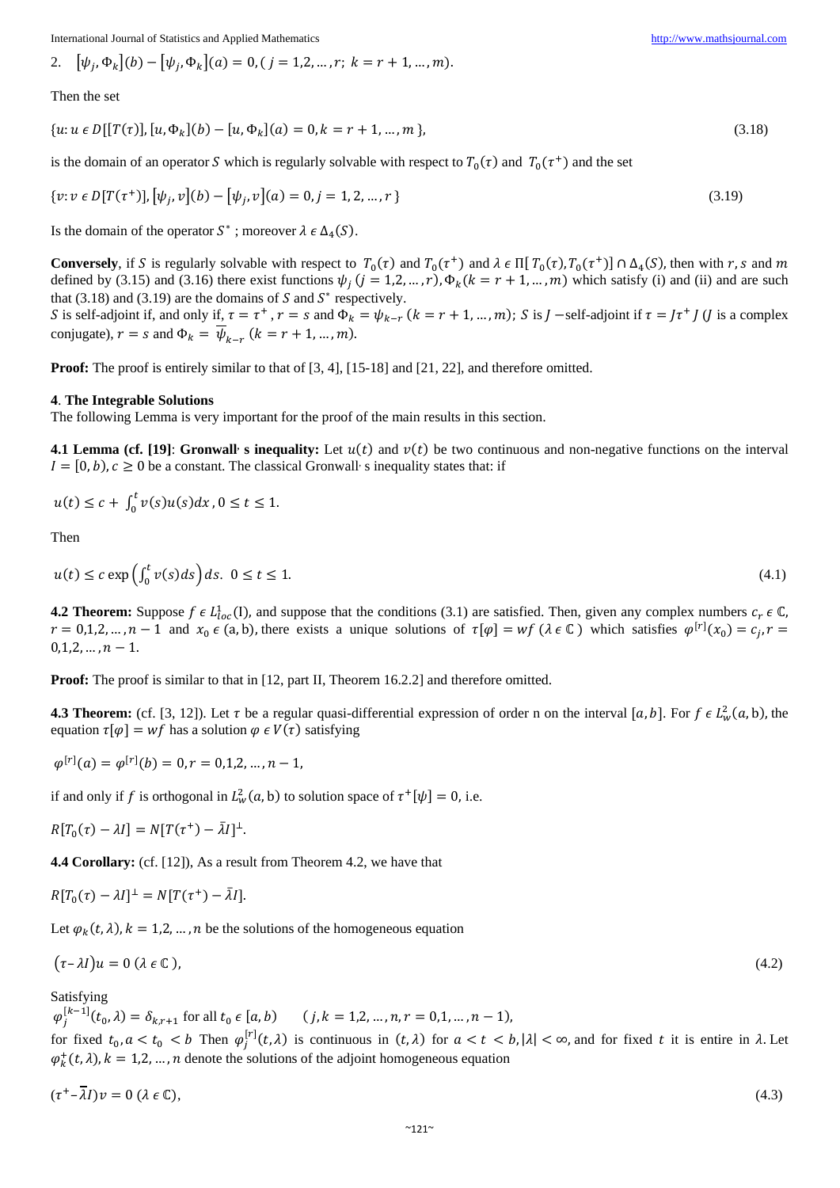2. $[\psi_j, \Phi_k](b) - [\psi_j, \Phi_k](a) = 0, (j = 1,2,\dots,r;\ k = r+1,\dots,m)$.

Then the set

$$\{u: u \epsilon D[[T(\tau)], [u, \Phi_k](b) - [u, \Phi_k](a) = 0, k = r+1, \dots, m\}, \tag{3.18}$$

is the domain of an operator $S$ which is regularly solvable with respect to $T_0(\tau)$ and $T_0(\tau^+)$ and the set

$$\{v: v \epsilon D[T(\tau^+)], [\psi_j, v](b) - [\psi_j, v](a) = 0, j = 1,2,\dots,r\} \tag{3.19}$$

Is the domain of the operator $S^*$ ; moreover $\lambda \epsilon \Delta_4(S)$.

**Conversely**, if $S$ is regularly solvable with respect to $T_0(\tau)$ and $T_0(\tau^+)$ and $\lambda \epsilon \Pi[T_0(\tau), T_0(\tau^+)] \cap \Delta_4(S)$, then with $r, s$ and $m$ defined by (3.15) and (3.16) there exist functions $\psi_j\ (j = 1,2,\dots,r), \Phi_k (k = r+1,\dots,m)$ which satisfy (i) and (ii) and are such that (3.18) and (3.19) are the domains of $S$ and $S^*$ respectively.
$S$ is self-adjoint if, and only if, $\tau = \tau^+$, $r = s$ and $\Phi_k = \psi_{k-r}\ (k = r+1,\dots,m)$; $S$ is $J$ −self-adjoint if $\tau = J\tau^+ J$ ($J$ is a complex conjugate), $r = s$ and $\Phi_k = \overline{\psi}_{k-r}\ (k = r+1,\dots,m)$.

**Proof:** The proof is entirely similar to that of [3, 4], [15-18] and [21, 22], and therefore omitted.

## 4. The Integrable Solutions

The following Lemma is very important for the proof of the main results in this section.

**4.1 Lemma (cf. [19]**: **Gronwall' s inequality:** Let $u(t)$ and $v(t)$ be two continuous and non-negative functions on the interval $I = [0, b)$, $c \geq 0$ be a constant. The classical Gronwall' s inequality states that: if

$$u(t) \leq c + \int_0^t v(s)u(s)dx, 0 \leq t \leq 1.$$

Then

$$u(t) \leq c \exp\left(\int_0^t v(s)ds\right) ds.\ \ 0 \leq t \leq 1. \tag{4.1}$$

**4.2 Theorem:** Suppose $f \epsilon L^1_{loc}(\mathrm{I})$, and suppose that the conditions (3.1) are satisfied. Then, given any complex numbers $c_r \epsilon \mathbb{C}$, $r = 0,1,2,\dots,n-1$ and $x_0 \epsilon (\mathrm{a,b})$, there exists a unique solutions of $\tau[\varphi] = wf\ (\lambda \epsilon \mathbb{C})$ which satisfies $\varphi^{[r]}(x_0) = c_j, r = 0,1,2,\dots,n-1$.

**Proof:** The proof is similar to that in [12, part II, Theorem 16.2.2] and therefore omitted.

**4.3 Theorem:** (cf. [3, 12]). Let $\tau$ be a regular quasi-differential expression of order n on the interval $[a, b]$. For $f \epsilon L^2_w(\mathrm{a, b})$, the equation $\tau[\varphi] = wf$ has a solution $\varphi \epsilon V(\tau)$ satisfying

$$\varphi^{[r]}(a) = \varphi^{[r]}(b) = 0, r = 0,1,2,\dots,n-1,$$

if and only if $f$ is orthogonal in $L^2_w(\mathrm{a, b})$ to solution space of $\tau^+[\psi] = 0$, i.e.

$$R[T_0(\tau) - \lambda I] = N[T(\tau^+) - \bar{\lambda} I]^{\perp}.$$

**4.4 Corollary:** (cf. [12]), As a result from Theorem 4.2, we have that

$$R[T_0(\tau) - \lambda I]^{\perp} = N[T(\tau^+) - \bar{\lambda} I].$$

Let $\varphi_k(t, \lambda), k = 1,2,\dots,n$ be the solutions of the homogeneous equation

$$(\tau - \lambda I)u = 0\ (\lambda \epsilon \mathbb{C}), \tag{4.2}$$

Satisfying
$\varphi_j^{[k-1]}(t_0, \lambda) = \delta_{k,r+1}$ for all $t_0 \epsilon [a, b)$ $\quad (j, k = 1,2,\dots,n, r = 0,1,\dots,n-1)$,
for fixed $t_0, a < t_0 < b$ Then $\varphi_j^{[r]}(t, \lambda)$ is continuous in $(t, \lambda)$ for $a < t < b, |\lambda| < \infty$, and for fixed $t$ it is entire in $\lambda$. Let $\varphi_k^+(t, \lambda), k = 1,2,\dots,n$ denote the solutions of the adjoint homogeneous equation

$$(\tau^+ - \overline{\lambda} I)v = 0\ (\lambda \epsilon \mathbb{C}), \tag{4.3}$$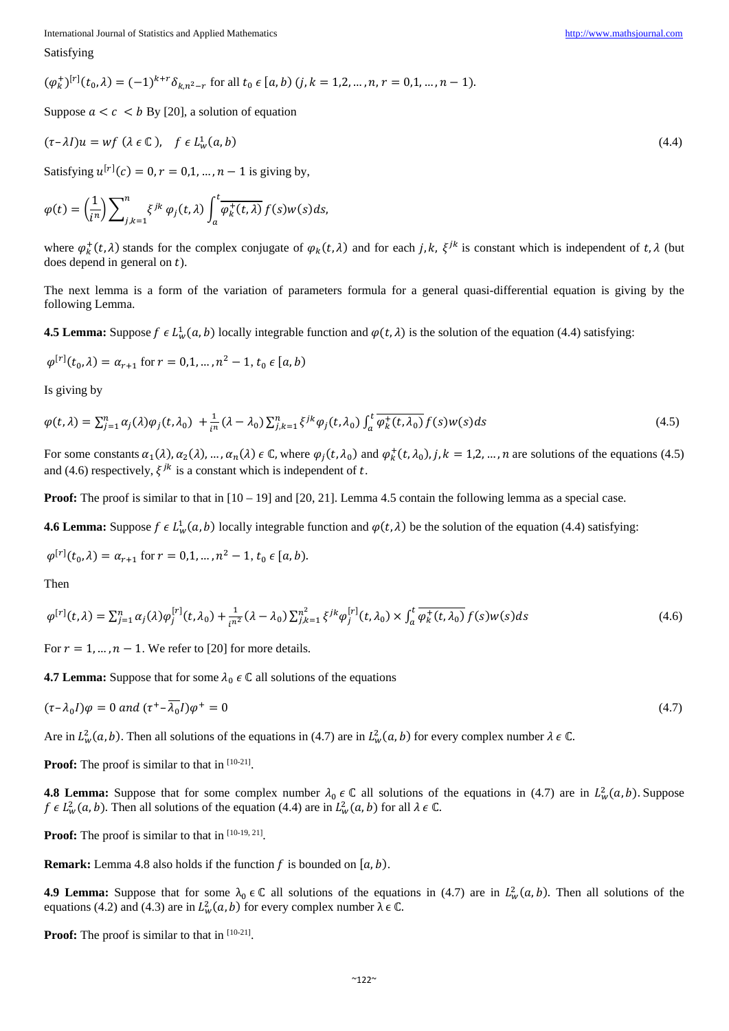Satisfying

$(\varphi_k^+)^{[r]}(t_0,\lambda) = (-1)^{k+r}\delta_{k,n^2-r}$ for all $t_0 \in [a,b)$ $(j,k = 1,2,\dots,n,\ r = 0,1,\dots,n-1)$.

Suppose $a < c < b$ By [20], a solution of equation

$$(\tau - \lambda I)u = wf\ (\lambda \in \mathbb{C}),\quad f \in L_w^1(a,b) \tag{4.4}$$

Satisfying $u^{[r]}(c) = 0, r = 0,1,\dots,n-1$ is giving by,

$$\varphi(t) = \left(\frac{1}{i^n}\right)\sum_{j,k=1}^{n} \xi^{jk}\,\varphi_j(t,\lambda)\int_a^t \overline{\varphi_k^+(t,\lambda)}\,f(s)w(s)ds,$$

where $\varphi_k^+(t,\lambda)$ stands for the complex conjugate of $\varphi_k(t,\lambda)$ and for each $j,k$, $\xi^{jk}$ is constant which is independent of $t,\lambda$ (but does depend in general on $t$).

The next lemma is a form of the variation of parameters formula for a general quasi-differential equation is giving by the following Lemma.

**4.5 Lemma:** Suppose $f \in L_w^1(a,b)$ locally integrable function and $\varphi(t,\lambda)$ is the solution of the equation (4.4) satisfying:

$\varphi^{[r]}(t_0,\lambda) = \alpha_{r+1}$ for $r = 0,1,\dots,n^2-1$, $t_0 \in [a,b)$

Is giving by

$$\varphi(t,\lambda) = \sum_{j=1}^{n}\alpha_j(\lambda)\varphi_j(t,\lambda_0) + \frac{1}{i^n}(\lambda-\lambda_0)\sum_{j,k=1}^{n}\xi^{jk}\varphi_j(t,\lambda_0)\int_a^t \overline{\varphi_k^+(t,\lambda_0)}\,f(s)w(s)ds \tag{4.5}$$

For some constants $\alpha_1(\lambda),\alpha_2(\lambda),\dots,\alpha_n(\lambda) \in \mathbb{C}$, where $\varphi_j(t,\lambda_0)$ and $\varphi_k^+(t,\lambda_0), j,k = 1,2,\dots,n$ are solutions of the equations (4.5) and (4.6) respectively, $\xi^{jk}$ is a constant which is independent of $t$.

**Proof:** The proof is similar to that in [10 – 19] and [20, 21]. Lemma 4.5 contain the following lemma as a special case.

**4.6 Lemma:** Suppose $f \in L_w^1(a,b)$ locally integrable function and $\varphi(t,\lambda)$ be the solution of the equation (4.4) satisfying:

$\varphi^{[r]}(t_0,\lambda) = \alpha_{r+1}$ for $r = 0,1,\dots,n^2-1$, $t_0 \in [a,b)$.

Then

$$\varphi^{[r]}(t,\lambda) = \sum_{j=1}^{n}\alpha_j(\lambda)\varphi_j^{[r]}(t,\lambda_0) + \frac{1}{i^{n^2}}(\lambda-\lambda_0)\sum_{j,k=1}^{n^2}\xi^{jk}\varphi_j^{[r]}(t,\lambda_0)\times\int_a^t \overline{\varphi_k^+(t,\lambda_0)}\,f(s)w(s)ds \tag{4.6}$$

For $r = 1,\dots,n-1$. We refer to [20] for more details.

**4.7 Lemma:** Suppose that for some $\lambda_0 \in \mathbb{C}$ all solutions of the equations

$$(\tau - \lambda_0 I)\varphi = 0 \ and\ (\tau^+ - \overline{\lambda_0} I)\varphi^+ = 0 \tag{4.7}$$

Are in $L_w^2(a,b)$. Then all solutions of the equations in (4.7) are in $L_w^2(a,b)$ for every complex number $\lambda \in \mathbb{C}$.

**Proof:** The proof is similar to that in [10-21].

**4.8 Lemma:** Suppose that for some complex number $\lambda_0 \in \mathbb{C}$ all solutions of the equations in (4.7) are in $L_w^2(a,b)$. Suppose $f \in L_w^2(a,b)$. Then all solutions of the equation (4.4) are in $L_w^2(a,b)$ for all $\lambda \in \mathbb{C}$.

**Proof:** The proof is similar to that in [10-19, 21].

**Remark:** Lemma 4.8 also holds if the function $f$ is bounded on $[a,b)$.

**4.9 Lemma:** Suppose that for some $\lambda_0 \in \mathbb{C}$ all solutions of the equations in (4.7) are in $L_w^2(a,b)$. Then all solutions of the equations (4.2) and (4.3) are in $L_w^2(a,b)$ for every complex number $\lambda \in \mathbb{C}$.

**Proof:** The proof is similar to that in [10-21].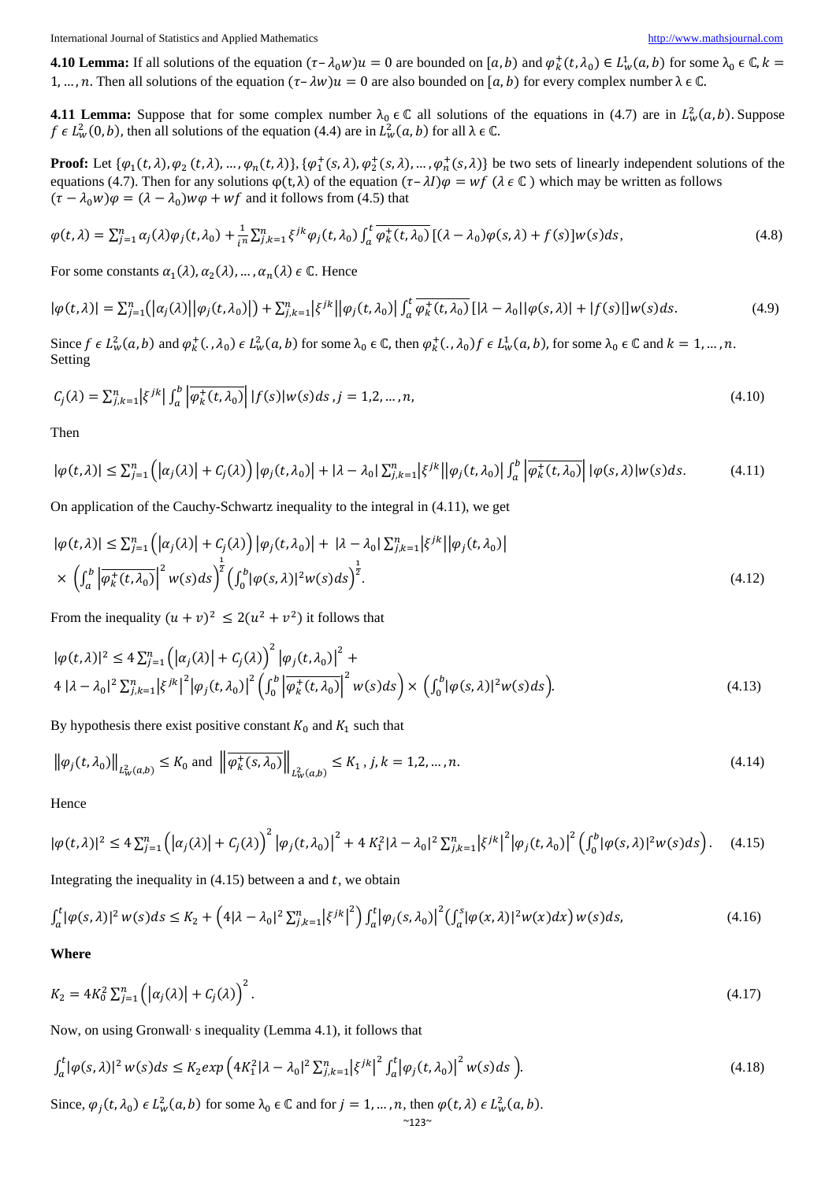**4.10 Lemma:** If all solutions of the equation $(\tau - \lambda_0 w)u = 0$ are bounded on $[a, b)$ and $\varphi_k^+(t, \lambda_0) \in L_w^1(a, b)$ for some $\lambda_0 \in \mathbb{C}, k = 1, \dots, n$. Then all solutions of the equation $(\tau - \lambda w)u = 0$ are also bounded on $[a, b)$ for every complex number $\lambda \in \mathbb{C}$.

**4.11 Lemma:** Suppose that for some complex number $\lambda_0 \in \mathbb{C}$ all solutions of the equations in (4.7) are in $L_w^2(a, b)$. Suppose $f \in L_w^2(0, b)$, then all solutions of the equation (4.4) are in $L_w^2(a, b)$ for all $\lambda \in \mathbb{C}$.

**Proof:** Let $\{\varphi_1(t, \lambda), \varphi_2(t, \lambda), \dots, \varphi_n(t, \lambda)\}, \{\varphi_1^+(s, \lambda), \varphi_2^+(s, \lambda), \dots, \varphi_n^+(s, \lambda)\}$ be two sets of linearly independent solutions of the equations (4.7). Then for any solutions $\varphi(t, \lambda)$ of the equation $(\tau - \lambda I)\varphi = wf$ $(\lambda \in \mathbb{C})$ which may be written as follows $(\tau - \lambda_0 w)\varphi = (\lambda - \lambda_0)w\varphi + wf$ and it follows from (4.5) that

$$\varphi(t, \lambda) = \sum_{j=1}^{n} \alpha_j(\lambda)\varphi_j(t, \lambda_0) + \frac{1}{i^n}\sum_{j,k=1}^{n} \xi^{jk}\varphi_j(t, \lambda_0)\int_a^t \overline{\varphi_k^+(t, \lambda_0)}\,[(\lambda - \lambda_0)\varphi(s, \lambda) + f(s)]w(s)ds, \tag{4.8}$$

For some constants $\alpha_1(\lambda), \alpha_2(\lambda), \dots, \alpha_n(\lambda) \in \mathbb{C}$. Hence

$$|\varphi(t, \lambda)| = \sum_{j=1}^{n}\left(|\alpha_j(\lambda)||\varphi_j(t, \lambda_0)|\right) + \sum_{j,k=1}^{n}|\xi^{jk}||\varphi_j(t, \lambda_0)|\int_a^t \overline{\varphi_k^+(t, \lambda_0)}\,[|\lambda - \lambda_0||\varphi(s, \lambda)| + |f(s)|]w(s)ds. \tag{4.9}$$

Since $f \in L_w^2(a, b)$ and $\varphi_k^+(., \lambda_0) \in L_w^2(a, b)$ for some $\lambda_0 \in \mathbb{C}$, then $\varphi_k^+(., \lambda_0)f \in L_w^1(a, b)$, for some $\lambda_0 \in \mathbb{C}$ and $k = 1, \dots, n$. Setting

$$C_j(\lambda) = \sum_{j,k=1}^{n}|\xi^{jk}|\int_a^b \left|\overline{\varphi_k^+(t, \lambda_0)}\right| |f(s)|w(s)ds\,, j = 1, 2, \dots, n, \tag{4.10}$$

Then

$$|\varphi(t, \lambda)| \le \sum_{j=1}^{n}\left(|\alpha_j(\lambda)| + C_j(\lambda)\right)|\varphi_j(t, \lambda_0)| + |\lambda - \lambda_0|\sum_{j,k=1}^{n}|\xi^{jk}||\varphi_j(t, \lambda_0)|\int_a^t \left|\overline{\varphi_k^+(t, \lambda_0)}\right| |\varphi(s, \lambda)|w(s)ds. \tag{4.11}$$

On application of the Cauchy-Schwartz inequality to the integral in (4.11), we get

$$|\varphi(t, \lambda)| \le \sum_{j=1}^{n}\left(|\alpha_j(\lambda)| + C_j(\lambda)\right)|\varphi_j(t, \lambda_0)| + |\lambda - \lambda_0|\sum_{j,k=1}^{n}|\xi^{jk}||\varphi_j(t, \lambda_0)| \times \left(\int_a^b \left|\overline{\varphi_k^+(t, \lambda_0)}\right|^2 w(s)ds\right)^{\frac{1}{2}}\left(\int_0^b|\varphi(s, \lambda)|^2 w(s)ds\right)^{\frac{1}{2}}. \tag{4.12}$$

From the inequality $(u + v)^2 \le 2(u^2 + v^2)$ it follows that

$$|\varphi(t, \lambda)|^2 \le 4\sum_{j=1}^{n}\left(|\alpha_j(\lambda)| + C_j(\lambda)\right)^2|\varphi_j(t, \lambda_0)|^2 + 4\,|\lambda - \lambda_0|^2\sum_{j,k=1}^{n}|\xi^{jk}|^2|\varphi_j(t, \lambda_0)|^2\left(\int_0^b \left|\overline{\varphi_k^+(t, \lambda_0)}\right|^2 w(s)ds\right) \times \left(\int_0^b|\varphi(s, \lambda)|^2 w(s)ds\right). \tag{4.13}$$

By hypothesis there exist positive constant $K_0$ and $K_1$ such that

$$\|\varphi_j(t, \lambda_0)\|_{L_w^2(a,b)} \le K_0 \text{ and } \left\|\overline{\varphi_k^+(s, \lambda_0)}\right\|_{L_w^2(a,b)} \le K_1\,, j, k = 1, 2, \dots, n. \tag{4.14}$$

Hence

$$|\varphi(t, \lambda)|^2 \le 4\sum_{j=1}^{n}\left(|\alpha_j(\lambda)| + C_j(\lambda)\right)^2|\varphi_j(t, \lambda_0)|^2 + 4\,K_1^2|\lambda - \lambda_0|^2\sum_{j,k=1}^{n}|\xi^{jk}|^2|\varphi_j(t, \lambda_0)|^2\left(\int_0^b|\varphi(s, \lambda)|^2 w(s)ds\right). \tag{4.15}$$

Integrating the inequality in (4.15) between a and $t$, we obtain

$$\int_a^t|\varphi(s, \lambda)|^2 w(s)ds \le K_2 + \left(4|\lambda - \lambda_0|^2\sum_{j,k=1}^{n}|\xi^{jk}|^2\right)\int_a^t|\varphi_j(s, \lambda_0)|^2\left(\int_a^s|\varphi(x, \lambda)|^2 w(x)dx\right)w(s)ds, \tag{4.16}$$

**Where**

$$K_2 = 4K_0^2\sum_{j=1}^{n}\left(|\alpha_j(\lambda)| + C_j(\lambda)\right)^2. \tag{4.17}$$

Now, on using Gronwall' s inequality (Lemma 4.1), it follows that

$$\int_a^t|\varphi(s, \lambda)|^2 w(s)ds \le K_2 exp\left(4K_1^2|\lambda - \lambda_0|^2\sum_{j,k=1}^{n}|\xi^{jk}|^2\int_a^t|\varphi_j(t, \lambda_0)|^2 w(s)ds\right). \tag{4.18}$$

Since, $\varphi_j(t, \lambda_0) \in L_w^2(a, b)$ for some $\lambda_0 \in \mathbb{C}$ and for $j = 1, \dots, n$, then $\varphi(t, \lambda) \in L_w^2(a, b)$.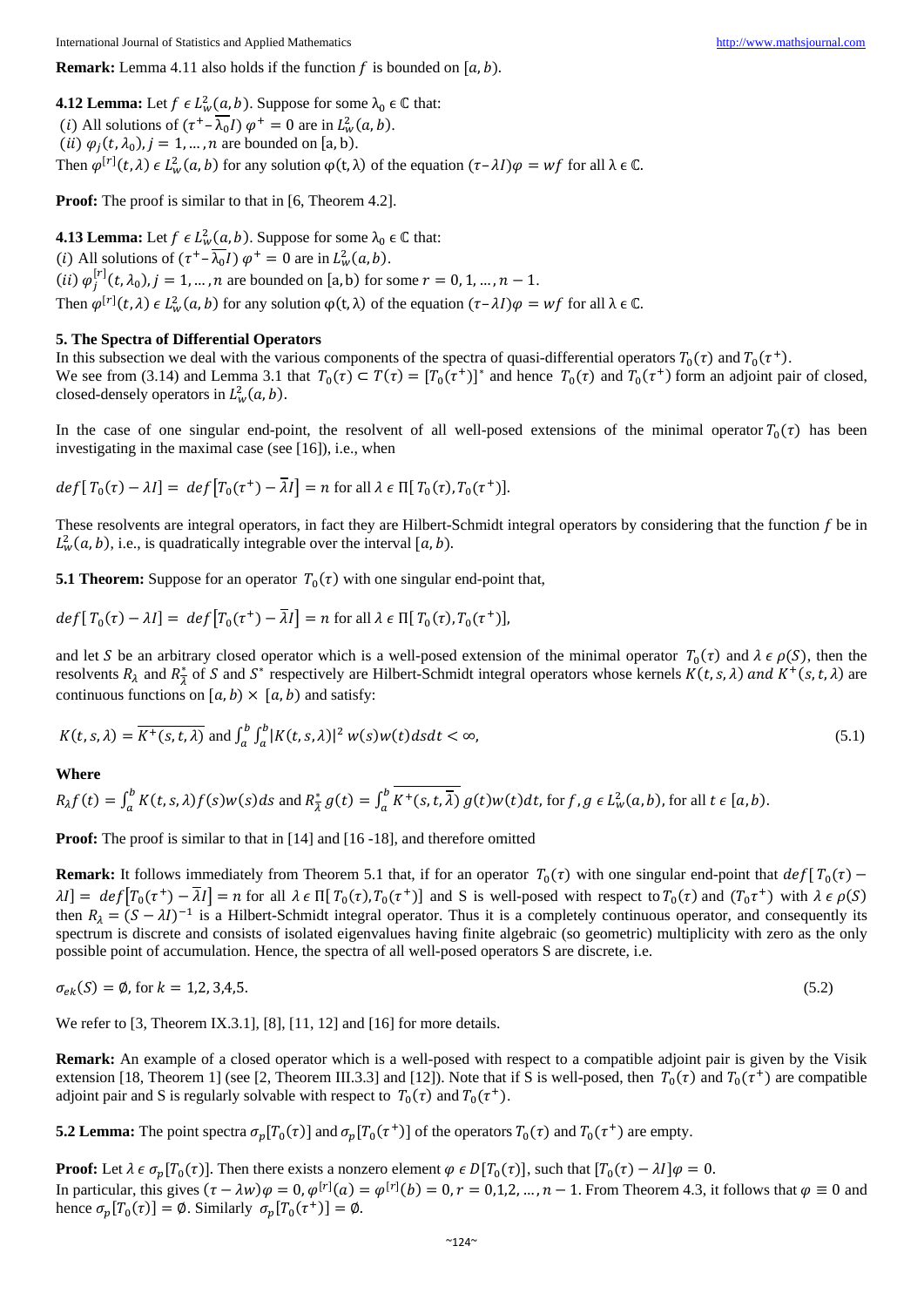**Remark:** Lemma 4.11 also holds if the function $f$ is bounded on $[a, b)$.

**4.12 Lemma:** Let $f \in L_w^2(a, b)$. Suppose for some $\lambda_0 \in \mathbb{C}$ that:
$(i)$ All solutions of $(\tau^+ - \overline{\lambda_0} I)\, \varphi^+ = 0$ are in $L_w^2(a, b)$.
$(ii)$ $\varphi_j(t, \lambda_0), j = 1, \dots, n$ are bounded on [a, b).
Then $\varphi^{[r]}(t, \lambda) \in L_w^2(a, b)$ for any solution $\varphi(t, \lambda)$ of the equation $(\tau - \lambda I)\varphi = wf$ for all $\lambda \in \mathbb{C}$.

**Proof:** The proof is similar to that in [6, Theorem 4.2].

**4.13 Lemma:** Let $f \in L_w^2(a, b)$. Suppose for some $\lambda_0 \in \mathbb{C}$ that:
$(i)$ All solutions of $(\tau^+ - \overline{\lambda_0} I)\, \varphi^+ = 0$ are in $L_w^2(a, b)$.
$(ii)$ $\varphi_j^{[r]}(t, \lambda_0), j = 1, \dots, n$ are bounded on [a, b) for some $r = 0, 1, \dots, n-1$.
Then $\varphi^{[r]}(t, \lambda) \in L_w^2(a, b)$ for any solution $\varphi(t, \lambda)$ of the equation $(\tau - \lambda I)\varphi = wf$ for all $\lambda \in \mathbb{C}$.

## 5. The Spectra of Differential Operators

In this subsection we deal with the various components of the spectra of quasi-differential operators $T_0(\tau)$ and $T_0(\tau^+)$.
We see from (3.14) and Lemma 3.1 that $T_0(\tau) \subset T(\tau) = [T_0(\tau^+)]^*$ and hence $T_0(\tau)$ and $T_0(\tau^+)$ form an adjoint pair of closed, closed-densely operators in $L_w^2(a, b)$.

In the case of one singular end-point, the resolvent of all well-posed extensions of the minimal operator $T_0(\tau)$ has been investigating in the maximal case (see [16]), i.e., when

$$def[\, T_0(\tau) - \lambda I] = def\left[T_0(\tau^+) - \overline{\lambda} I\right] = n \text{ for all } \lambda \in \Pi[\, T_0(\tau), T_0(\tau^+)].$$

These resolvents are integral operators, in fact they are Hilbert-Schmidt integral operators by considering that the function $f$ be in $L_w^2(a, b)$, i.e., is quadratically integrable over the interval $[a, b)$.

**5.1 Theorem:** Suppose for an operator $T_0(\tau)$ with one singular end-point that,

$$def[\, T_0(\tau) - \lambda I] = def\left[T_0(\tau^+) - \overline{\lambda} I\right] = n \text{ for all } \lambda \in \Pi[\, T_0(\tau), T_0(\tau^+)],$$

and let $S$ be an arbitrary closed operator which is a well-posed extension of the minimal operator $T_0(\tau)$ and $\lambda \in \rho(S)$, then the resolvents $R_\lambda$ and $R_{\overline{\lambda}}^*$ of $S$ and $S^*$ respectively are Hilbert-Schmidt integral operators whose kernels $K(t, s, \lambda)$ *and* $K^+(s, t, \lambda)$ are continuous functions on $[a, b) \times [a, b)$ and satisfy:

$$K(t, s, \lambda) = \overline{K^+(s, t, \lambda)} \text{ and } \int_a^b \int_a^b |K(t, s, \lambda)|^2\, w(s) w(t)\, ds dt < \infty, \tag{5.1}$$

**Where**

$$R_\lambda f(t) = \int_a^b K(t, s, \lambda) f(s) w(s) ds \text{ and } R_{\overline{\lambda}}^* g(t) = \int_a^b \overline{K^+(s, t, \overline{\lambda})}\, g(t) w(t) dt, \text{ for } f, g \in L_w^2(a, b), \text{ for all } t \in [a, b).$$

**Proof:** The proof is similar to that in [14] and [16 -18], and therefore omitted

**Remark:** It follows immediately from Theorem 5.1 that, if for an operator $T_0(\tau)$ with one singular end-point that $def[\, T_0(\tau) - \lambda I] = def\left[T_0(\tau^+) - \overline{\lambda} I\right] = n$ for all $\lambda \in \Pi[\, T_0(\tau), T_0(\tau^+)]$ and S is well-posed with respect to $T_0(\tau)$ and $(T_0 \tau^+)$ with $\lambda \in \rho(S)$ then $R_\lambda = (S - \lambda I)^{-1}$ is a Hilbert-Schmidt integral operator. Thus it is a completely continuous operator, and consequently its spectrum is discrete and consists of isolated eigenvalues having finite algebraic (so geometric) multiplicity with zero as the only possible point of accumulation. Hence, the spectra of all well-posed operators S are discrete, i.e.

$$\sigma_{ek}(S) = \emptyset, \text{ for } k = 1,2,3,4,5. \tag{5.2}$$

We refer to [3, Theorem IX.3.1], [8], [11, 12] and [16] for more details.

**Remark:** An example of a closed operator which is a well-posed with respect to a compatible adjoint pair is given by the Visik extension [18, Theorem 1] (see [2, Theorem III.3.3] and [12]). Note that if S is well-posed, then $T_0(\tau)$ and $T_0(\tau^+)$ are compatible adjoint pair and S is regularly solvable with respect to $T_0(\tau)$ and $T_0(\tau^+)$.

**5.2 Lemma:** The point spectra $\sigma_p[T_0(\tau)]$ and $\sigma_p[T_0(\tau^+)]$ of the operators $T_0(\tau)$ and $T_0(\tau^+)$ are empty.

**Proof:** Let $\lambda \in \sigma_p[T_0(\tau)]$. Then there exists a nonzero element $\varphi \in D[T_0(\tau)]$, such that $[T_0(\tau) - \lambda I]\varphi = 0$.
In particular, this gives $(\tau - \lambda w)\varphi = 0, \varphi^{[r]}(a) = \varphi^{[r]}(b) = 0, r = 0,1,2, \dots, n-1$. From Theorem 4.3, it follows that $\varphi \equiv 0$ and hence $\sigma_p[T_0(\tau)] = \emptyset$. Similarly $\sigma_p[T_0(\tau^+)] = \emptyset$.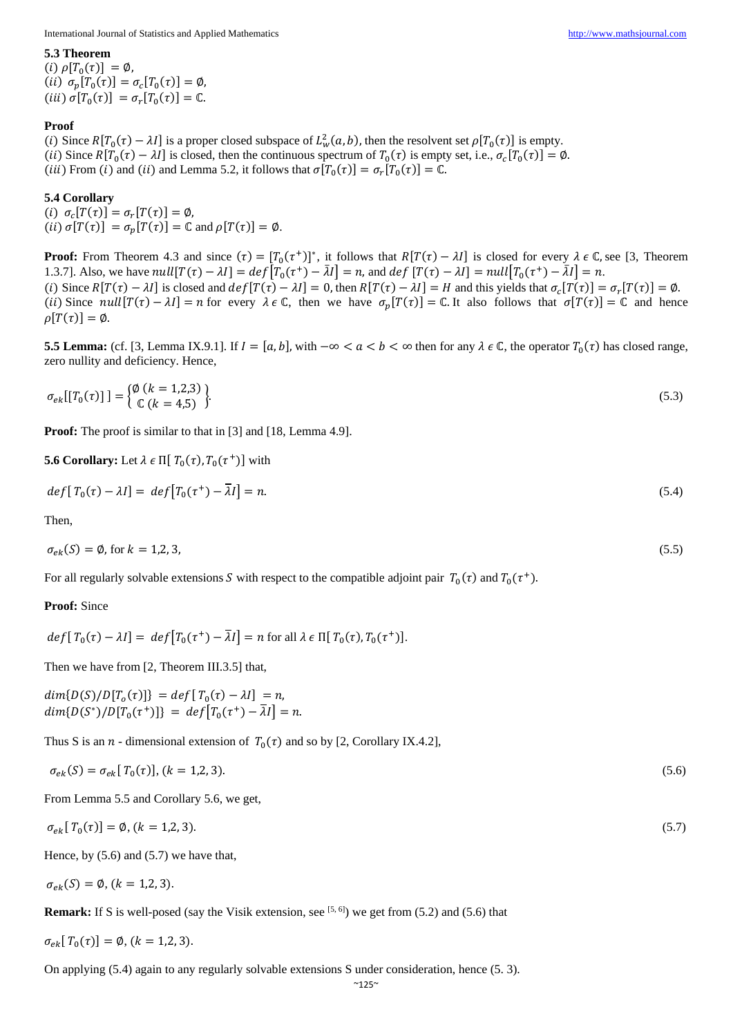### 5.3 Theorem

$(i)$ $\rho[T_0(\tau)] = \emptyset$,
$(ii)$ $\sigma_p[T_0(\tau)] = \sigma_c[T_0(\tau)] = \emptyset$,
$(iii)$ $\sigma[T_0(\tau)] = \sigma_r[T_0(\tau)] = \mathbb{C}$.

### Proof

$(i)$ Since $R[T_0(\tau) - \lambda I]$ is a proper closed subspace of $L_w^2(a,b)$, then the resolvent set $\rho[T_0(\tau)]$ is empty.
$(ii)$ Since $R[T_0(\tau) - \lambda I]$ is closed, then the continuous spectrum of $T_0(\tau)$ is empty set, i.e., $\sigma_c[T_0(\tau)] = \emptyset$.
$(iii)$ From $(i)$ and $(ii)$ and Lemma 5.2, it follows that $\sigma[T_0(\tau)] = \sigma_r[T_0(\tau)] = \mathbb{C}$.

### 5.4 Corollary

$(i)$ $\sigma_c[T(\tau)] = \sigma_r[T(\tau)] = \emptyset$,
$(ii)$ $\sigma[T(\tau)] = \sigma_p[T(\tau)] = \mathbb{C}$ and $\rho[T(\tau)] = \emptyset$.

**Proof:** From Theorem 4.3 and since $(\tau) = [T_0(\tau^+)]^*$, it follows that $R[T(\tau) - \lambda I]$ is closed for every $\lambda \in \mathbb{C}$, see [3, Theorem 1.3.7]. Also, we have $null[T(\tau) - \lambda I] = def\left[T_0(\tau^+) - \bar{\lambda} I\right] = n$, and $def\ [T(\tau) - \lambda I] = null\left[T_0(\tau^+) - \bar{\lambda} I\right] = n$.
$(i)$ Since $R[T(\tau) - \lambda I]$ is closed and $def[T(\tau) - \lambda I] = 0$, then $R[T(\tau) - \lambda I] = H$ and this yields that $\sigma_c[T(\tau)] = \sigma_r[T(\tau)] = \emptyset$.
$(ii)$ Since $null[T(\tau) - \lambda I] = n$ for every $\lambda \in \mathbb{C}$, then we have $\sigma_p[T(\tau)] = \mathbb{C}$. It also follows that $\sigma[T(\tau)] = \mathbb{C}$ and hence $\rho[T(\tau)] = \emptyset$.

**5.5 Lemma:** (cf. [3, Lemma IX.9.1]. If $I = [a,b]$, with $-\infty < a < b < \infty$ then for any $\lambda \in \mathbb{C}$, the operator $T_0(\tau)$ has closed range, zero nullity and deficiency. Hence,

$$\sigma_{ek}[[T_0(\tau)]] = \begin{Bmatrix} \emptyset\ (k = 1,2,3) \\ \mathbb{C}\ (k = 4,5) \end{Bmatrix}. \tag{5.3}$$

**Proof:** The proof is similar to that in [3] and [18, Lemma 4.9].

**5.6 Corollary:** Let $\lambda \in \Pi[\,T_0(\tau), T_0(\tau^+)]$ with

$$def[\,T_0(\tau) - \lambda I] = def\left[T_0(\tau^+) - \bar{\lambda} I\right] = n. \tag{5.4}$$

Then,

$$\sigma_{ek}(S) = \emptyset, \text{ for } k = 1,2,3, \tag{5.5}$$

For all regularly solvable extensions $S$ with respect to the compatible adjoint pair $T_0(\tau)$ and $T_0(\tau^+)$.

**Proof:** Since

$$def[\,T_0(\tau) - \lambda I] = def\left[T_0(\tau^+) - \bar{\lambda} I\right] = n \text{ for all } \lambda \in \Pi[\,T_0(\tau), T_0(\tau^+)].$$

Then we have from [2, Theorem III.3.5] that,

$$dim\{D(S)/D[T_o(\tau)]\} = def[\,T_0(\tau) - \lambda I] = n,$$
$$dim\{D(S^*)/D[T_0(\tau^+)]\} = def\left[T_0(\tau^+) - \bar{\lambda} I\right] = n.$$

Thus S is an $n$ - dimensional extension of $T_0(\tau)$ and so by [2, Corollary IX.4.2],

$$\sigma_{ek}(S) = \sigma_{ek}[\,T_0(\tau)], (k = 1,2,3). \tag{5.6}$$

From Lemma 5.5 and Corollary 5.6, we get,

$$\sigma_{ek}[\,T_0(\tau)] = \emptyset, (k = 1,2,3). \tag{5.7}$$

Hence, by (5.6) and (5.7) we have that,

$$\sigma_{ek}(S) = \emptyset, (k = 1,2,3).$$

**Remark:** If S is well-posed (say the Visik extension, see [5, 6]) we get from (5.2) and (5.6) that

$$\sigma_{ek}[\,T_0(\tau)] = \emptyset, (k = 1,2,3).$$

On applying (5.4) again to any regularly solvable extensions S under consideration, hence (5. 3).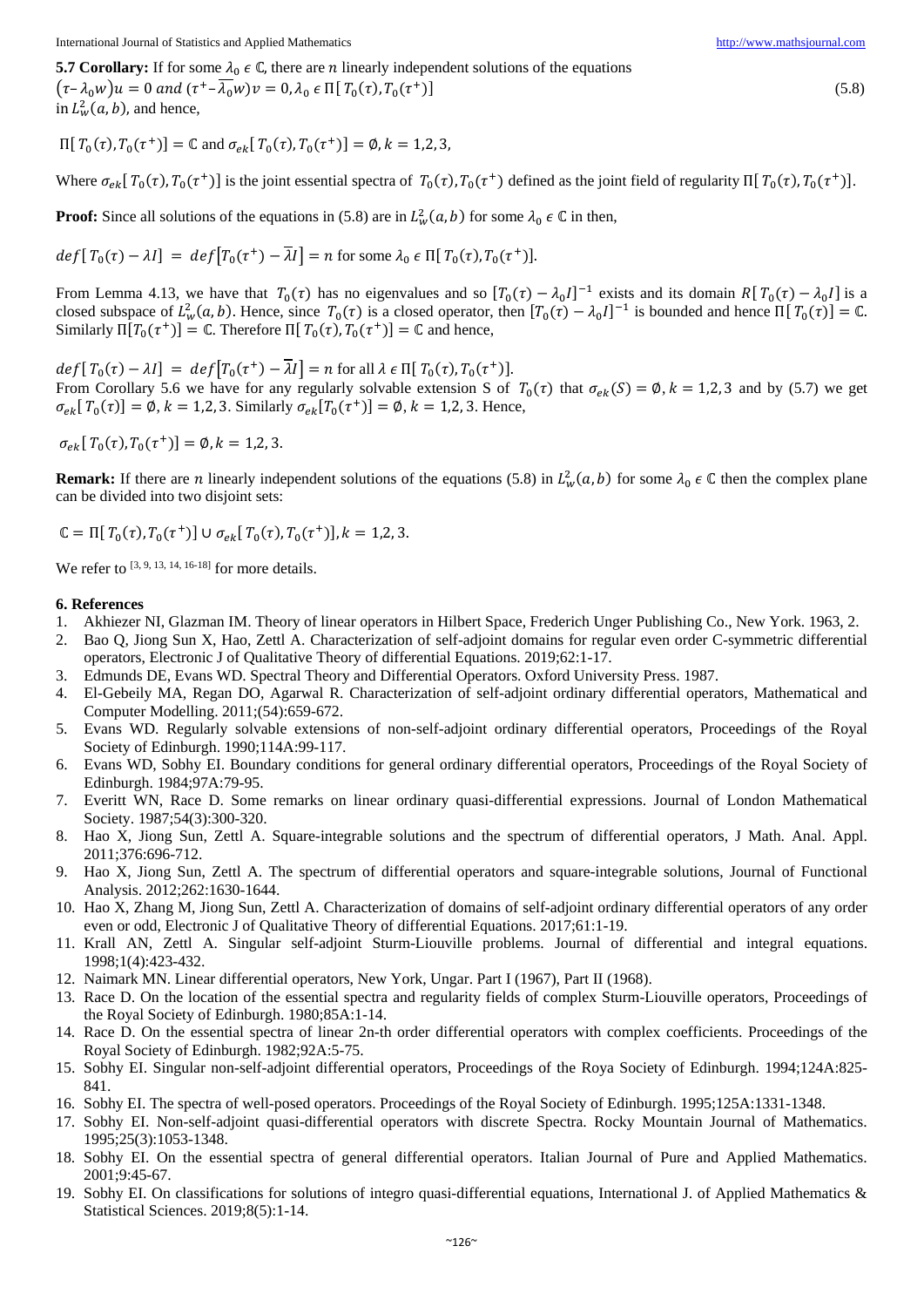**5.7 Corollary:** If for some $\lambda_0 \in \mathbb{C}$, there are $n$ linearly independent solutions of the equations

$$(\tau - \lambda_0 w)u = 0 \text{ and } (\tau^+ - \overline{\lambda_0} w)v = 0, \lambda_0 \in \Pi[T_0(\tau), T_0(\tau^+)] \quad (5.8)$$

in $L^2_w(a,b)$, and hence,

$$\Pi[T_0(\tau), T_0(\tau^+)] = \mathbb{C} \text{ and } \sigma_{ek}[T_0(\tau), T_0(\tau^+)] = \emptyset, k = 1,2,3,$$

Where $\sigma_{ek}[T_0(\tau), T_0(\tau^+)]$ is the joint essential spectra of $T_0(\tau), T_0(\tau^+)$ defined as the joint field of regularity $\Pi[T_0(\tau), T_0(\tau^+)]$.

**Proof:** Since all solutions of the equations in (5.8) are in $L^2_w(a,b)$ for some $\lambda_0 \in \mathbb{C}$ in then,

$$def[T_0(\tau) - \lambda I] = def[T_0(\tau^+) - \overline{\lambda} I] = n \text{ for some } \lambda_0 \in \Pi[T_0(\tau), T_0(\tau^+)].$$

From Lemma 4.13, we have that $T_0(\tau)$ has no eigenvalues and so $[T_0(\tau) - \lambda_0 I]^{-1}$ exists and its domain $R[T_0(\tau) - \lambda_0 I]$ is a closed subspace of $L^2_w(a,b)$. Hence, since $T_0(\tau)$ is a closed operator, then $[T_0(\tau) - \lambda_0 I]^{-1}$ is bounded and hence $\Pi[T_0(\tau)] = \mathbb{C}$. Similarly $\Pi[T_0(\tau^+)] = \mathbb{C}$. Therefore $\Pi[T_0(\tau), T_0(\tau^+)] = \mathbb{C}$ and hence,

$$def[T_0(\tau) - \lambda I] = def[T_0(\tau^+) - \overline{\lambda} I] = n \text{ for all } \lambda \in \Pi[T_0(\tau), T_0(\tau^+)].$$

From Corollary 5.6 we have for any regularly solvable extension S of $T_0(\tau)$ that $\sigma_{ek}(S) = \emptyset, k = 1,2,3$ and by (5.7) we get $\sigma_{ek}[T_0(\tau)] = \emptyset, k = 1,2,3$. Similarly $\sigma_{ek}[T_0(\tau^+)] = \emptyset, k = 1,2,3$. Hence,

$$\sigma_{ek}[T_0(\tau), T_0(\tau^+)] = \emptyset, k = 1,2,3.$$

**Remark:** If there are $n$ linearly independent solutions of the equations (5.8) in $L^2_w(a,b)$ for some $\lambda_0 \in \mathbb{C}$ then the complex plane can be divided into two disjoint sets:

$$\mathbb{C} = \Pi[T_0(\tau), T_0(\tau^+)] \cup \sigma_{ek}[T_0(\tau), T_0(\tau^+)], k = 1,2,3.$$

We refer to [3, 9, 13, 14, 16-18] for more details.

## 6. References

1. Akhiezer NI, Glazman IM. Theory of linear operators in Hilbert Space, Frederich Unger Publishing Co., New York. 1963, 2.
2. Bao Q, Jiong Sun X, Hao, Zettl A. Characterization of self-adjoint domains for regular even order C-symmetric differential operators, Electronic J of Qualitative Theory of differential Equations. 2019;62:1-17.
3. Edmunds DE, Evans WD. Spectral Theory and Differential Operators. Oxford University Press. 1987.
4. El-Gebeily MA, Regan DO, Agarwal R. Characterization of self-adjoint ordinary differential operators, Mathematical and Computer Modelling. 2011;(54):659-672.
5. Evans WD. Regularly solvable extensions of non-self-adjoint ordinary differential operators, Proceedings of the Royal Society of Edinburgh. 1990;114A:99-117.
6. Evans WD, Sobhy EI. Boundary conditions for general ordinary differential operators, Proceedings of the Royal Society of Edinburgh. 1984;97A:79-95.
7. Everitt WN, Race D. Some remarks on linear ordinary quasi-differential expressions. Journal of London Mathematical Society. 1987;54(3):300-320.
8. Hao X, Jiong Sun, Zettl A. Square-integrable solutions and the spectrum of differential operators, J Math. Anal. Appl. 2011;376:696-712.
9. Hao X, Jiong Sun, Zettl A. The spectrum of differential operators and square-integrable solutions, Journal of Functional Analysis. 2012;262:1630-1644.
10. Hao X, Zhang M, Jiong Sun, Zettl A. Characterization of domains of self-adjoint ordinary differential operators of any order even or odd, Electronic J of Qualitative Theory of differential Equations. 2017;61:1-19.
11. Krall AN, Zettl A. Singular self-adjoint Sturm-Liouville problems. Journal of differential and integral equations. 1998;1(4):423-432.
12. Naimark MN. Linear differential operators, New York, Ungar. Part I (1967), Part II (1968).
13. Race D. On the location of the essential spectra and regularity fields of complex Sturm-Liouville operators, Proceedings of the Royal Society of Edinburgh. 1980;85A:1-14.
14. Race D. On the essential spectra of linear 2n-th order differential operators with complex coefficients. Proceedings of the Royal Society of Edinburgh. 1982;92A:5-75.
15. Sobhy EI. Singular non-self-adjoint differential operators, Proceedings of the Roya Society of Edinburgh. 1994;124A:825-841.
16. Sobhy EI. The spectra of well-posed operators. Proceedings of the Royal Society of Edinburgh. 1995;125A:1331-1348.
17. Sobhy EI. Non-self-adjoint quasi-differential operators with discrete Spectra. Rocky Mountain Journal of Mathematics. 1995;25(3):1053-1348.
18. Sobhy EI. On the essential spectra of general differential operators. Italian Journal of Pure and Applied Mathematics. 2001;9:45-67.
19. Sobhy EI. On classifications for solutions of integro quasi-differential equations, International J. of Applied Mathematics & Statistical Sciences. 2019;8(5):1-14.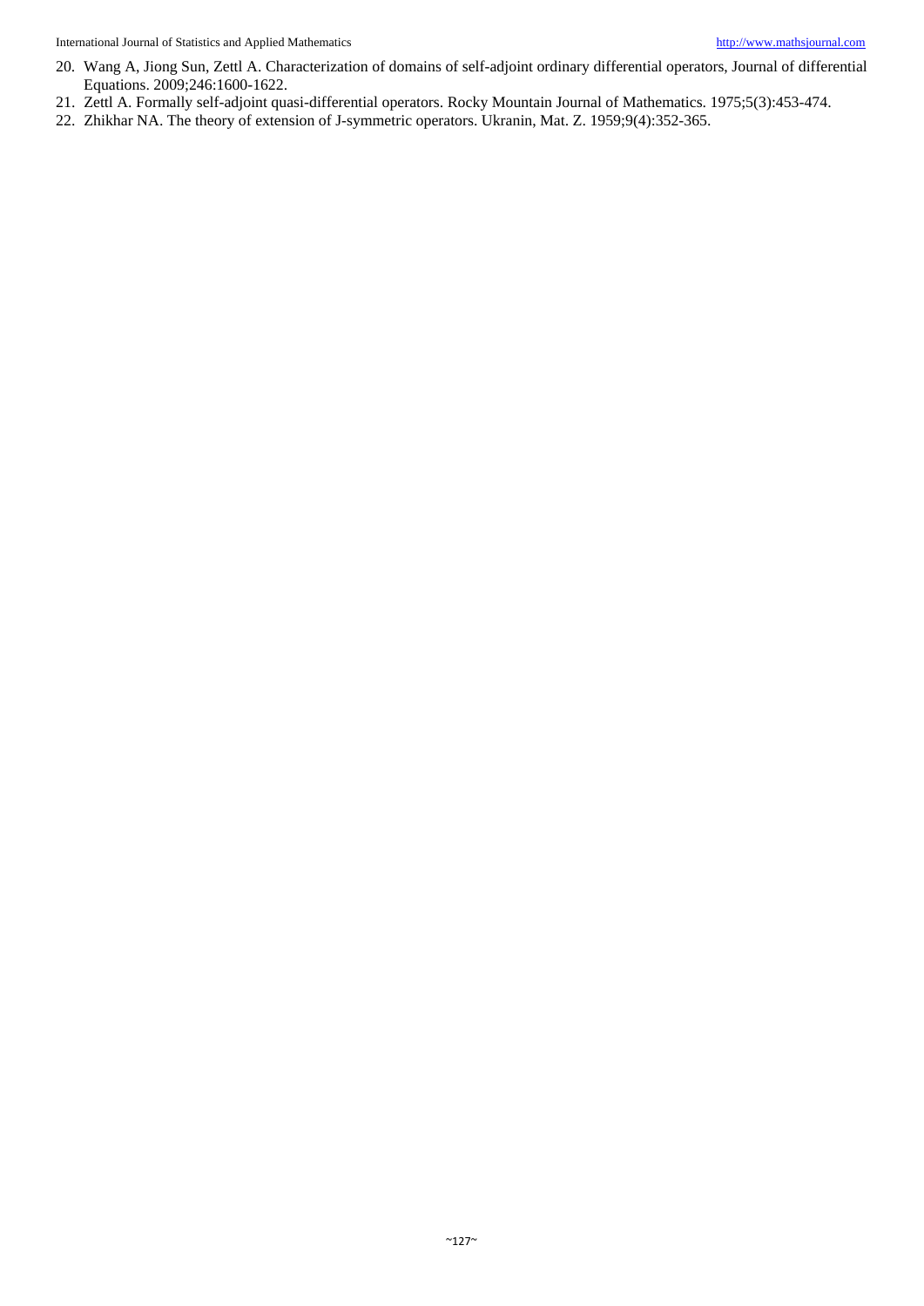20. Wang A, Jiong Sun, Zettl A. Characterization of domains of self-adjoint ordinary differential operators, Journal of differential Equations. 2009;246:1600-1622.
21. Zettl A. Formally self-adjoint quasi-differential operators. Rocky Mountain Journal of Mathematics. 1975;5(3):453-474.
22. Zhikhar NA. The theory of extension of J-symmetric operators. Ukranin, Mat. Z. 1959;9(4):352-365.